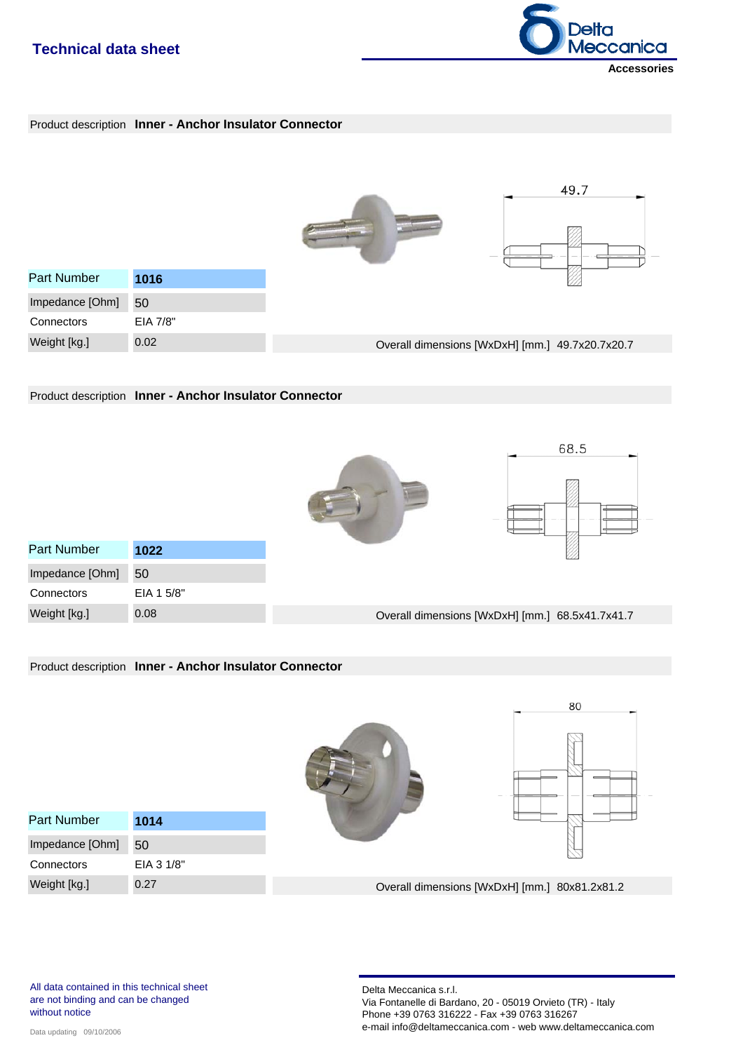# Technical data sheet

**Accessories**

Product description **Inner - Anchor Insulator Connector**

| Part Number | **1016** |
|---|---|
| Impedance [Ohm] | 50 |
| Connectors | EIA 7/8" |
| Weight [kg.] | 0.02 |

Overall dimensions [WxDxH] [mm.] 49.7x20.7x20.7

Product description **Inner - Anchor Insulator Connector**

| Part Number | **1022** |
|---|---|
| Impedance [Ohm] | 50 |
| Connectors | EIA 1 5/8" |
| Weight [kg.] | 0.08 |

Overall dimensions [WxDxH] [mm.] 68.5x41.7x41.7

Product description **Inner - Anchor Insulator Connector**

| Part Number | **1014** |
|---|---|
| Impedance [Ohm] | 50 |
| Connectors | EIA 3 1/8" |
| Weight [kg.] | 0.27 |

Overall dimensions [WxDxH] [mm.] 80x81.2x81.2

All data contained in this technical sheet are not binding and can be changed without notice

Data updating 09/10/2006

Delta Meccanica s.r.l.
Via Fontanelle di Bardano, 20 - 05019 Orvieto (TR) - Italy
Phone +39 0763 316222 - Fax +39 0763 316267
e-mail info@deltameccanica.com - web www.deltameccanica.com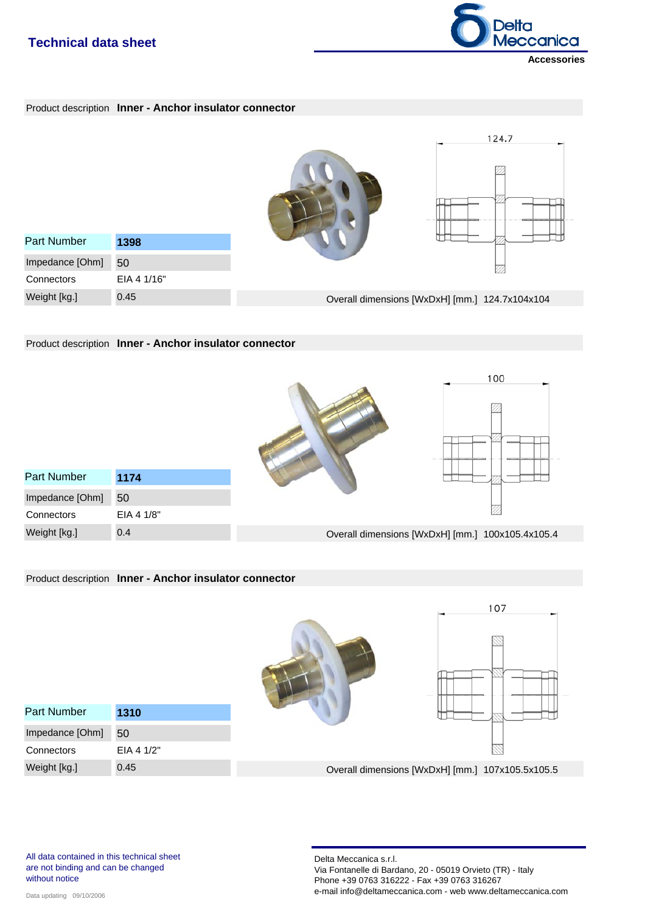# Technical data sheet

**Accessories**

Product description **Inner - Anchor insulator connector**

| Part Number | **1398** |
|---|---|
| Impedance [Ohm] | 50 |
| Connectors | EIA 4 1/16" |
| Weight [kg.] | 0.45 |

124.7

Overall dimensions [WxDxH] [mm.] 124.7x104x104

Product description **Inner - Anchor insulator connector**

| Part Number | **1174** |
|---|---|
| Impedance [Ohm] | 50 |
| Connectors | EIA 4 1/8" |
| Weight [kg.] | 0.4 |

100

Overall dimensions [WxDxH] [mm.] 100x105.4x105.4

Product description **Inner - Anchor insulator connector**

| Part Number | **1310** |
|---|---|
| Impedance [Ohm] | 50 |
| Connectors | EIA 4 1/2" |
| Weight [kg.] | 0.45 |

107

Overall dimensions [WxDxH] [mm.] 107x105.5x105.5

All data contained in this technical sheet are not binding and can be changed without notice

Data updating 09/10/2006

Delta Meccanica s.r.l.
Via Fontanelle di Bardano, 20 - 05019 Orvieto (TR) - Italy
Phone +39 0763 316222 - Fax +39 0763 316267
e-mail info@deltameccanica.com - web www.deltameccanica.com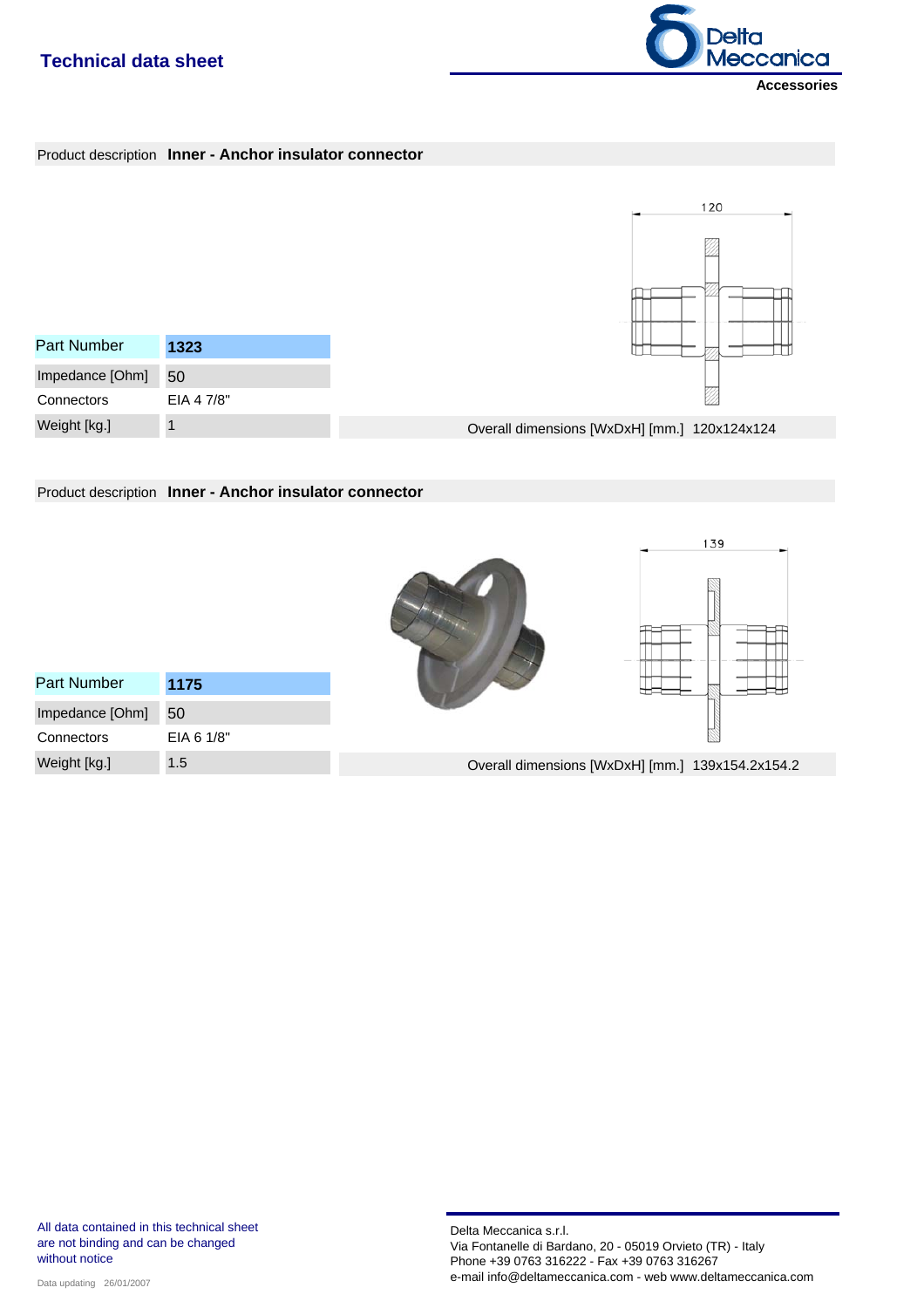Technical data sheet

Accessories

Product description **Inner - Anchor insulator connector**

120

| | |
|---|---|
| Part Number | **1323** |
| Impedance [Ohm] | 50 |
| Connectors | EIA 4 7/8" |
| Weight [kg.] | 1 |

Overall dimensions [WxDxH] [mm.] 120x124x124

Product description **Inner - Anchor insulator connector**

139

| | |
|---|---|
| Part Number | **1175** |
| Impedance [Ohm] | 50 |
| Connectors | EIA 6 1/8" |
| Weight [kg.] | 1.5 |

Overall dimensions [WxDxH] [mm.] 139x154.2x154.2

All data contained in this technical sheet are not binding and can be changed without notice

Data updating 26/01/2007

Delta Meccanica s.r.l.
Via Fontanelle di Bardano, 20 - 05019 Orvieto (TR) - Italy
Phone +39 0763 316222 - Fax +39 0763 316267
e-mail info@deltameccanica.com - web www.deltameccanica.com